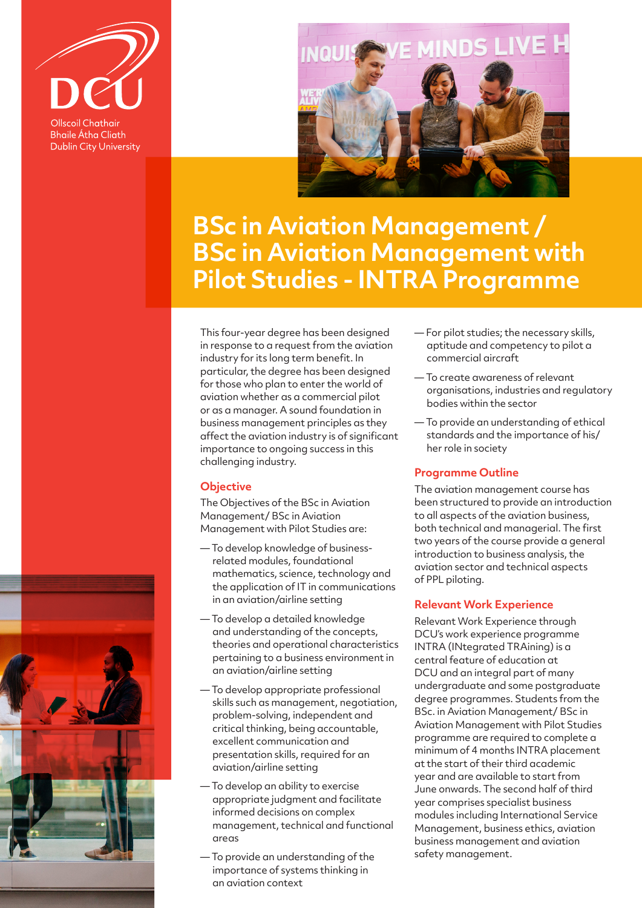DCU

Ollscoil Chathair Bhaile Átha Cliath
Dublin City University

# BSc in Aviation Management / BSc in Aviation Management with Pilot Studies - INTRA Programme

This four-year degree has been designed in response to a request from the aviation industry for its long term benefit. In particular, the degree has been designed for those who plan to enter the world of aviation whether as a commercial pilot or as a manager. A sound foundation in business management principles as they affect the aviation industry is of significant importance to ongoing success in this challenging industry.

## Objective

The Objectives of the BSc in Aviation Management/ BSc in Aviation Management with Pilot Studies are:

- To develop knowledge of business-related modules, foundational mathematics, science, technology and the application of IT in communications in an aviation/airline setting
- To develop a detailed knowledge and understanding of the concepts, theories and operational characteristics pertaining to a business environment in an aviation/airline setting
- To develop appropriate professional skills such as management, negotiation, problem-solving, independent and critical thinking, being accountable, excellent communication and presentation skills, required for an aviation/airline setting
- To develop an ability to exercise appropriate judgment and facilitate informed decisions on complex management, technical and functional areas
- To provide an understanding of the importance of systems thinking in an aviation context
- For pilot studies; the necessary skills, aptitude and competency to pilot a commercial aircraft
- To create awareness of relevant organisations, industries and regulatory bodies within the sector
- To provide an understanding of ethical standards and the importance of his/ her role in society

## Programme Outline

The aviation management course has been structured to provide an introduction to all aspects of the aviation business, both technical and managerial. The first two years of the course provide a general introduction to business analysis, the aviation sector and technical aspects of PPL piloting.

## Relevant Work Experience

Relevant Work Experience through DCU's work experience programme INTRA (INtegrated TRAining) is a central feature of education at DCU and an integral part of many undergraduate and some postgraduate degree programmes. Students from the BSc. in Aviation Management/ BSc in Aviation Management with Pilot Studies programme are required to complete a minimum of 4 months INTRA placement at the start of their third academic year and are available to start from June onwards. The second half of third year comprises specialist business modules including International Service Management, business ethics, aviation business management and aviation safety management.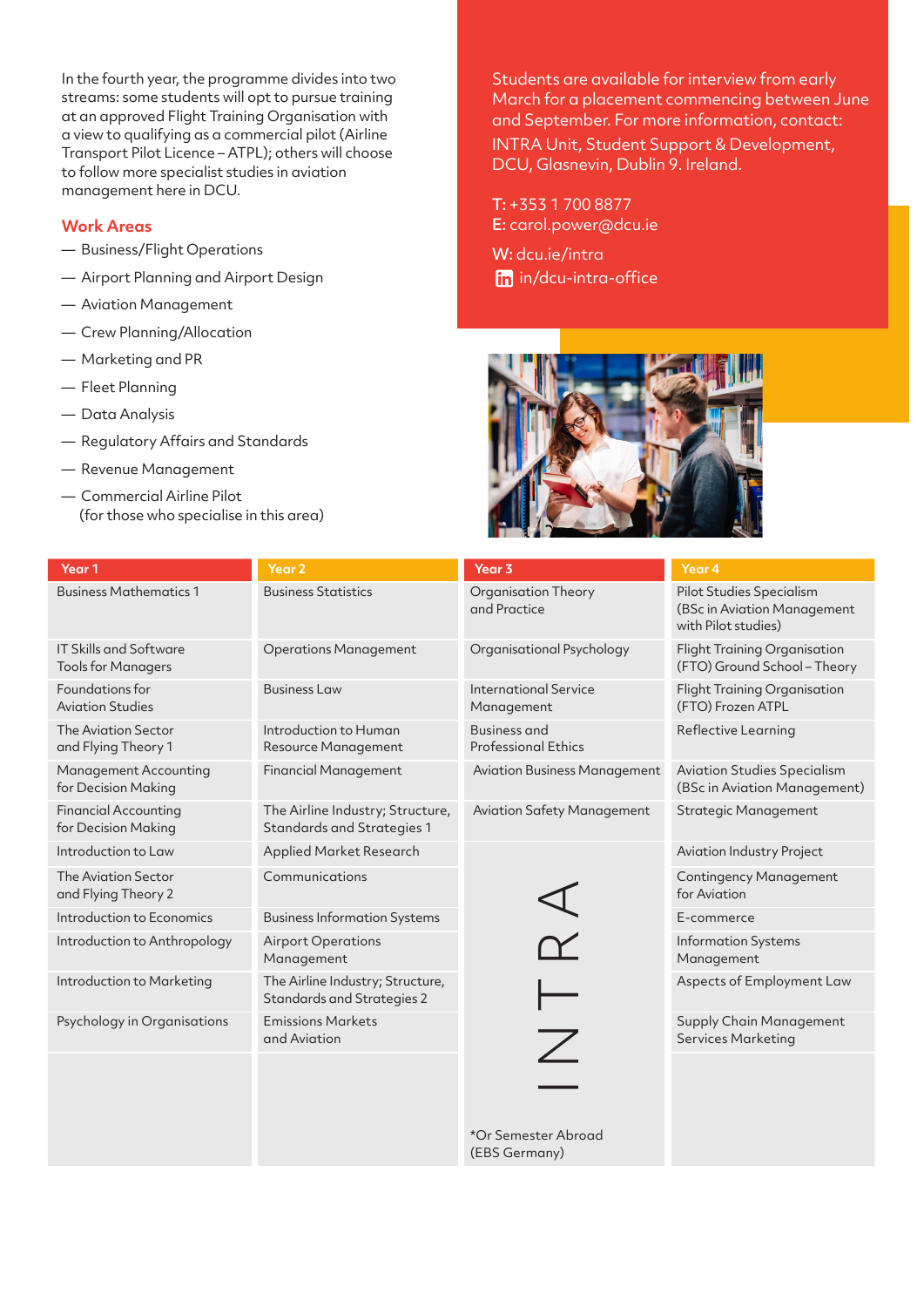In the fourth year, the programme divides into two streams: some students will opt to pursue training at an approved Flight Training Organisation with a view to qualifying as a commercial pilot (Airline Transport Pilot Licence – ATPL); others will choose to follow more specialist studies in aviation management here in DCU.

## Work Areas

- Business/Flight Operations
- Airport Planning and Airport Design
- Aviation Management
- Crew Planning/Allocation
- Marketing and PR
- Fleet Planning
- Data Analysis
- Regulatory Affairs and Standards
- Revenue Management
- Commercial Airline Pilot (for those who specialise in this area)

Students are available for interview from early March for a placement commencing between June and September. For more information, contact:
INTRA Unit, Student Support & Development, DCU, Glasnevin, Dublin 9. Ireland.

**T:** +353 1 700 8877
**E:** carol.power@dcu.ie

**W:** dcu.ie/intra
in/dcu-intra-office

| Year 1 | Year 2 | Year 3 | Year 4 |
|---|---|---|---|
| Business Mathematics 1 | Business Statistics | Organisation Theory and Practice | Pilot Studies Specialism (BSc in Aviation Management with Pilot studies) |
| IT Skills and Software Tools for Managers | Operations Management | Organisational Psychology | Flight Training Organisation (FTO) Ground School – Theory |
| Foundations for Aviation Studies | Business Law | International Service Management | Flight Training Organisation (FTO) Frozen ATPL |
| The Aviation Sector and Flying Theory 1 | Introduction to Human Resource Management | Business and Professional Ethics | Reflective Learning |
| Management Accounting for Decision Making | Financial Management | Aviation Business Management | Aviation Studies Specialism (BSc in Aviation Management) |
| Financial Accounting for Decision Making | The Airline Industry; Structure, Standards and Strategies 1 | Aviation Safety Management | Strategic Management |
| Introduction to Law | Applied Market Research | INTRA *Or Semester Abroad (EBS Germany) | Aviation Industry Project |
| The Aviation Sector and Flying Theory 2 | Communications | | Contingency Management for Aviation |
| Introduction to Economics | Business Information Systems | | E-commerce |
| Introduction to Anthropology | Airport Operations Management | | Information Systems Management |
| Introduction to Marketing | The Airline Industry; Structure, Standards and Strategies 2 | | Aspects of Employment Law |
| Psychology in Organisations | Emissions Markets and Aviation | | Supply Chain Management Services Marketing |